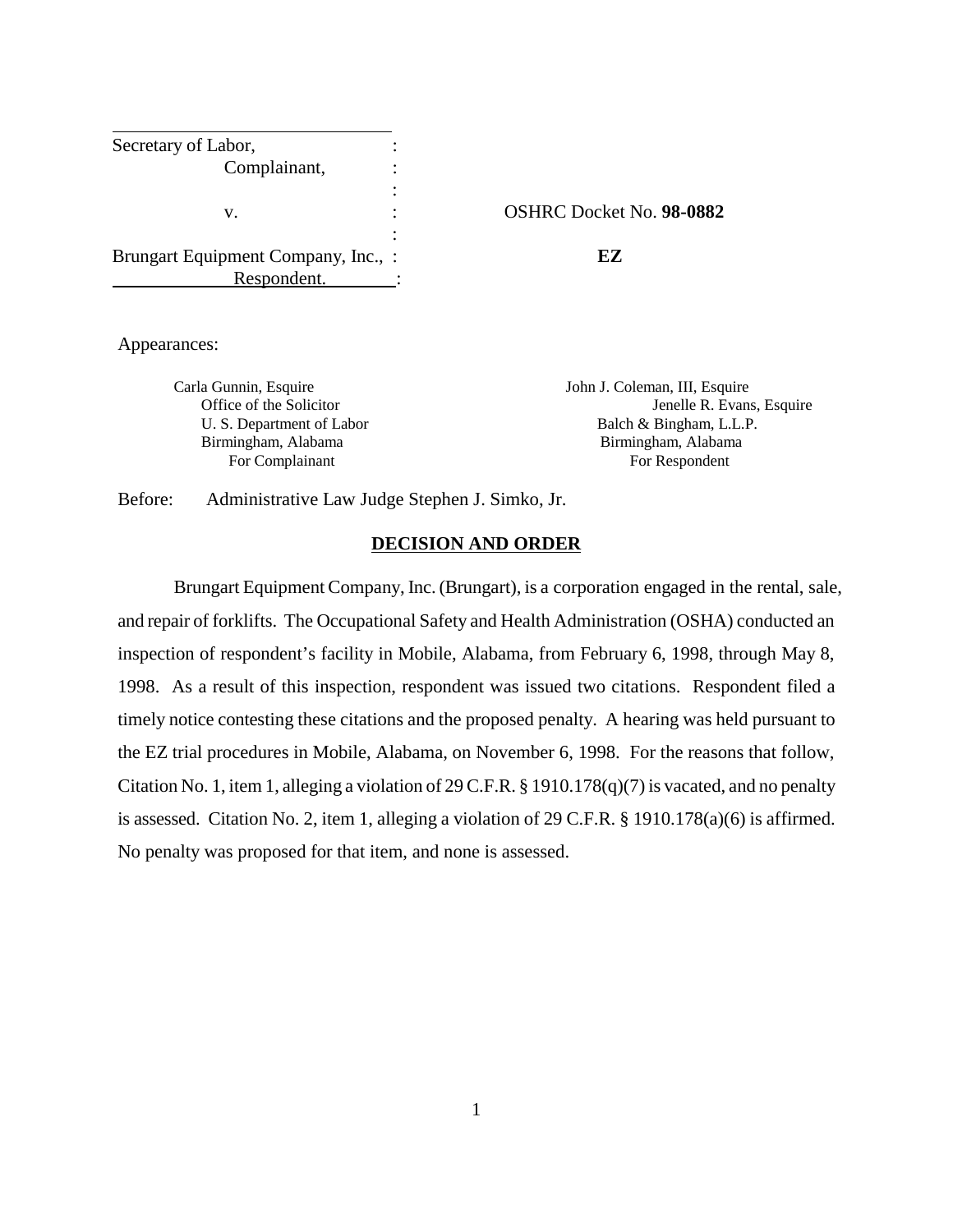| | | |
|---|---|---|
| Secretary of Labor, | : | |
| Complainant, | : | |
| | : | |
| v. | : | OSHRC Docket No. **98-0882** |
| | : | |
| Brungart Equipment Company, Inc., | : | **EZ** |
| Respondent. | : | |

Appearances:

| | |
|---|---|
| Carla Gunnin, Esquire | John J. Coleman, III, Esquire |
| Office of the Solicitor | Jenelle R. Evans, Esquire |
| U. S. Department of Labor | Balch & Bingham, L.L.P. |
| Birmingham, Alabama | Birmingham, Alabama |
| For Complainant | For Respondent |

Before: Administrative Law Judge Stephen J. Simko, Jr.

## DECISION AND ORDER

Brungart Equipment Company, Inc. (Brungart), is a corporation engaged in the rental, sale, and repair of forklifts. The Occupational Safety and Health Administration (OSHA) conducted an inspection of respondent's facility in Mobile, Alabama, from February 6, 1998, through May 8, 1998. As a result of this inspection, respondent was issued two citations. Respondent filed a timely notice contesting these citations and the proposed penalty. A hearing was held pursuant to the EZ trial procedures in Mobile, Alabama, on November 6, 1998. For the reasons that follow, Citation No. 1, item 1, alleging a violation of 29 C.F.R. § 1910.178(q)(7) is vacated, and no penalty is assessed. Citation No. 2, item 1, alleging a violation of 29 C.F.R. § 1910.178(a)(6) is affirmed. No penalty was proposed for that item, and none is assessed.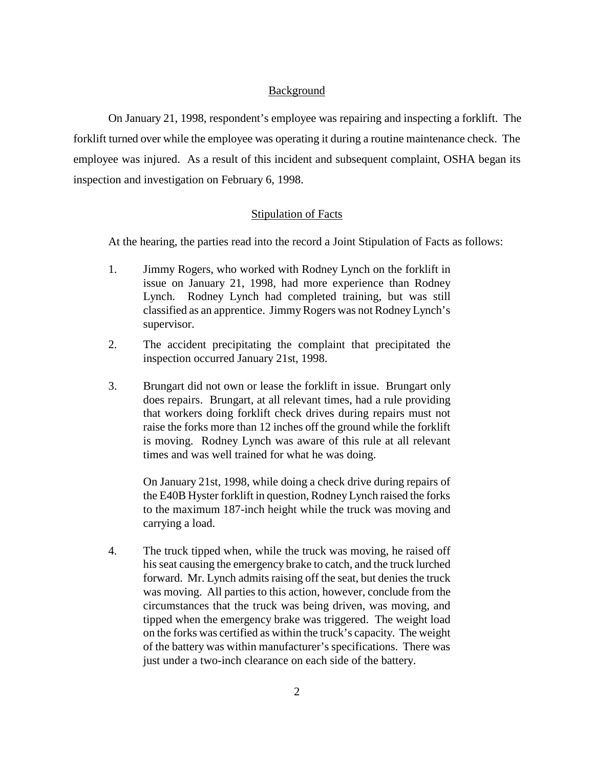## Background

On January 21, 1998, respondent's employee was repairing and inspecting a forklift. The forklift turned over while the employee was operating it during a routine maintenance check. The employee was injured. As a result of this incident and subsequent complaint, OSHA began its inspection and investigation on February 6, 1998.

## Stipulation of Facts

At the hearing, the parties read into the record a Joint Stipulation of Facts as follows:

1. Jimmy Rogers, who worked with Rodney Lynch on the forklift in issue on January 21, 1998, had more experience than Rodney Lynch. Rodney Lynch had completed training, but was still classified as an apprentice. Jimmy Rogers was not Rodney Lynch's supervisor.

2. The accident precipitating the complaint that precipitated the inspection occurred January 21st, 1998.

3. Brungart did not own or lease the forklift in issue. Brungart only does repairs. Brungart, at all relevant times, had a rule providing that workers doing forklift check drives during repairs must not raise the forks more than 12 inches off the ground while the forklift is moving. Rodney Lynch was aware of this rule at all relevant times and was well trained for what he was doing.

   On January 21st, 1998, while doing a check drive during repairs of the E40B Hyster forklift in question, Rodney Lynch raised the forks to the maximum 187-inch height while the truck was moving and carrying a load.

4. The truck tipped when, while the truck was moving, he raised off his seat causing the emergency brake to catch, and the truck lurched forward. Mr. Lynch admits raising off the seat, but denies the truck was moving. All parties to this action, however, conclude from the circumstances that the truck was being driven, was moving, and tipped when the emergency brake was triggered. The weight load on the forks was certified as within the truck's capacity. The weight of the battery was within manufacturer's specifications. There was just under a two-inch clearance on each side of the battery.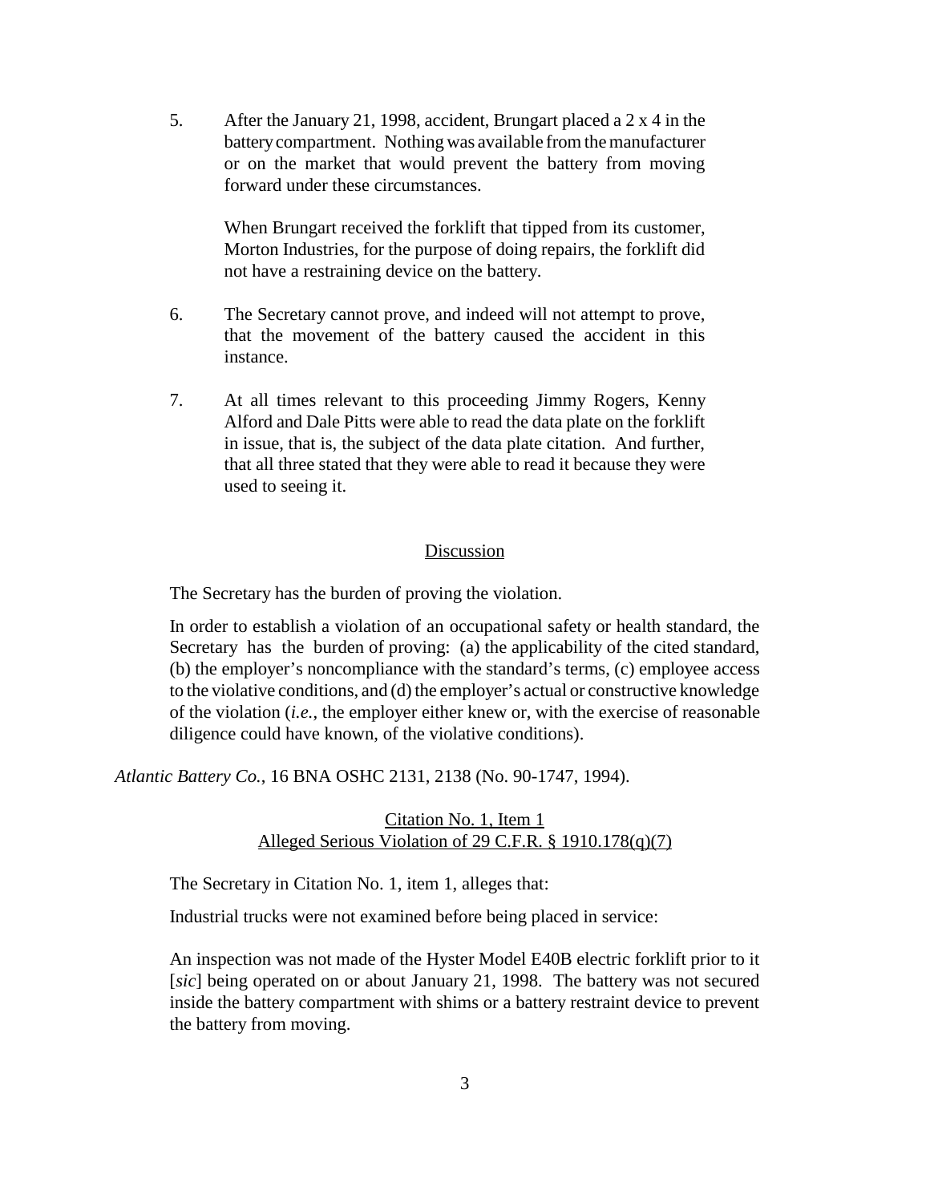5. After the January 21, 1998, accident, Brungart placed a 2 x 4 in the battery compartment. Nothing was available from the manufacturer or on the market that would prevent the battery from moving forward under these circumstances.

   When Brungart received the forklift that tipped from its customer, Morton Industries, for the purpose of doing repairs, the forklift did not have a restraining device on the battery.

6. The Secretary cannot prove, and indeed will not attempt to prove, that the movement of the battery caused the accident in this instance.

7. At all times relevant to this proceeding Jimmy Rogers, Kenny Alford and Dale Pitts were able to read the data plate on the forklift in issue, that is, the subject of the data plate citation. And further, that all three stated that they were able to read it because they were used to seeing it.

## Discussion

The Secretary has the burden of proving the violation.

> In order to establish a violation of an occupational safety or health standard, the Secretary has the burden of proving: (a) the applicability of the cited standard, (b) the employer's noncompliance with the standard's terms, (c) employee access to the violative conditions, and (d) the employer's actual or constructive knowledge of the violation (*i.e.*, the employer either knew or, with the exercise of reasonable diligence could have known, of the violative conditions).

*Atlantic Battery Co.*, 16 BNA OSHC 2131, 2138 (No. 90-1747, 1994).

### Citation No. 1, Item 1
### Alleged Serious Violation of 29 C.F.R. § 1910.178(q)(7)

The Secretary in Citation No. 1, item 1, alleges that:

> Industrial trucks were not examined before being placed in service:
>
> An inspection was not made of the Hyster Model E40B electric forklift prior to it [*sic*] being operated on or about January 21, 1998. The battery was not secured inside the battery compartment with shims or a battery restraint device to prevent the battery from moving.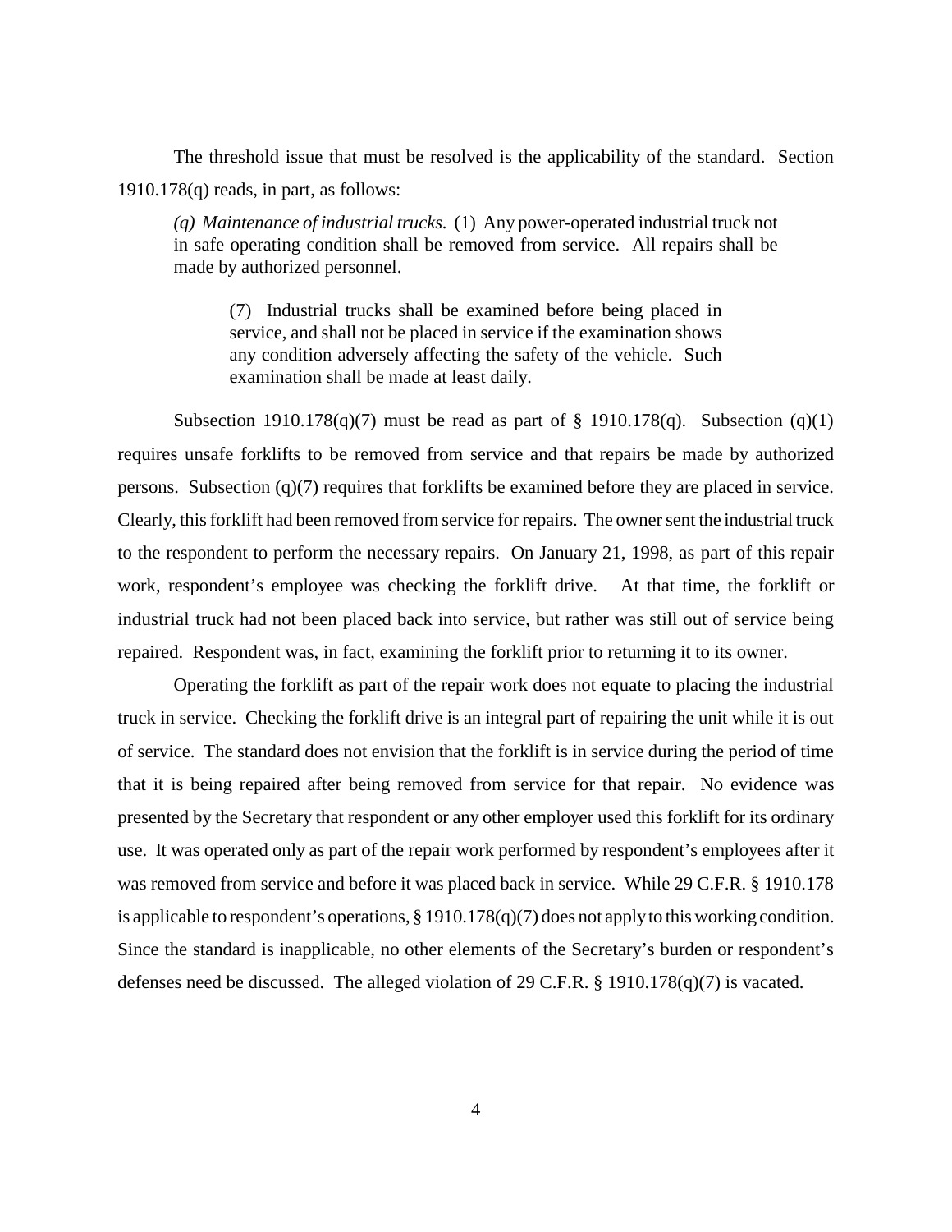The threshold issue that must be resolved is the applicability of the standard. Section 1910.178(q) reads, in part, as follows:

> *(q) Maintenance of industrial trucks.* (1) Any power-operated industrial truck not in safe operating condition shall be removed from service. All repairs shall be made by authorized personnel.
>
> > (7) Industrial trucks shall be examined before being placed in service, and shall not be placed in service if the examination shows any condition adversely affecting the safety of the vehicle. Such examination shall be made at least daily.

Subsection 1910.178(q)(7) must be read as part of § 1910.178(q). Subsection (q)(1) requires unsafe forklifts to be removed from service and that repairs be made by authorized persons. Subsection (q)(7) requires that forklifts be examined before they are placed in service. Clearly, this forklift had been removed from service for repairs. The owner sent the industrial truck to the respondent to perform the necessary repairs. On January 21, 1998, as part of this repair work, respondent's employee was checking the forklift drive. At that time, the forklift or industrial truck had not been placed back into service, but rather was still out of service being repaired. Respondent was, in fact, examining the forklift prior to returning it to its owner.

Operating the forklift as part of the repair work does not equate to placing the industrial truck in service. Checking the forklift drive is an integral part of repairing the unit while it is out of service. The standard does not envision that the forklift is in service during the period of time that it is being repaired after being removed from service for that repair. No evidence was presented by the Secretary that respondent or any other employer used this forklift for its ordinary use. It was operated only as part of the repair work performed by respondent's employees after it was removed from service and before it was placed back in service. While 29 C.F.R. § 1910.178 is applicable to respondent's operations, § 1910.178(q)(7) does not apply to this working condition. Since the standard is inapplicable, no other elements of the Secretary's burden or respondent's defenses need be discussed. The alleged violation of 29 C.F.R. § 1910.178(q)(7) is vacated.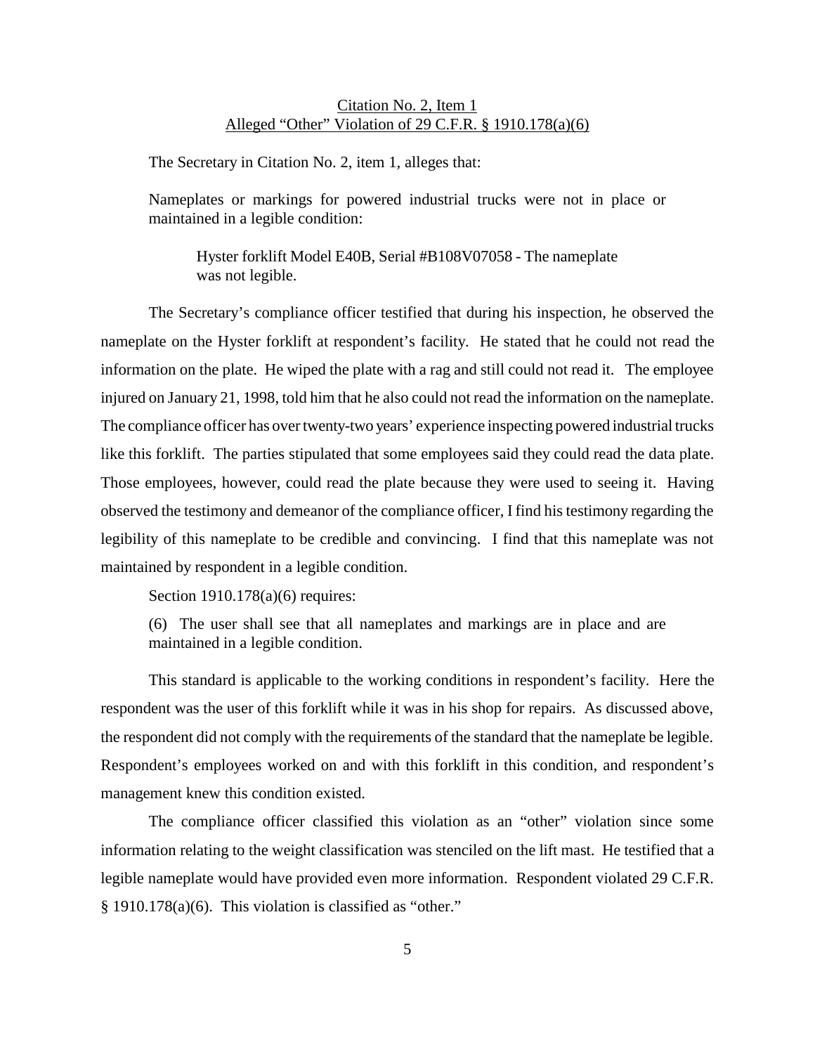<u>Citation No. 2, Item 1</u>
<u>Alleged "Other" Violation of 29 C.F.R. § 1910.178(a)(6)</u>

The Secretary in Citation No. 2, item 1, alleges that:

> Nameplates or markings for powered industrial trucks were not in place or maintained in a legible condition:
>
> > Hyster forklift Model E40B, Serial #B108V07058 - The nameplate was not legible.

The Secretary's compliance officer testified that during his inspection, he observed the nameplate on the Hyster forklift at respondent's facility. He stated that he could not read the information on the plate. He wiped the plate with a rag and still could not read it. The employee injured on January 21, 1998, told him that he also could not read the information on the nameplate. The compliance officer has over twenty-two years' experience inspecting powered industrial trucks like this forklift. The parties stipulated that some employees said they could read the data plate. Those employees, however, could read the plate because they were used to seeing it. Having observed the testimony and demeanor of the compliance officer, I find his testimony regarding the legibility of this nameplate to be credible and convincing. I find that this nameplate was not maintained by respondent in a legible condition.

Section 1910.178(a)(6) requires:

> (6) The user shall see that all nameplates and markings are in place and are maintained in a legible condition.

This standard is applicable to the working conditions in respondent's facility. Here the respondent was the user of this forklift while it was in his shop for repairs. As discussed above, the respondent did not comply with the requirements of the standard that the nameplate be legible. Respondent's employees worked on and with this forklift in this condition, and respondent's management knew this condition existed.

The compliance officer classified this violation as an "other" violation since some information relating to the weight classification was stenciled on the lift mast. He testified that a legible nameplate would have provided even more information. Respondent violated 29 C.F.R. § 1910.178(a)(6). This violation is classified as "other."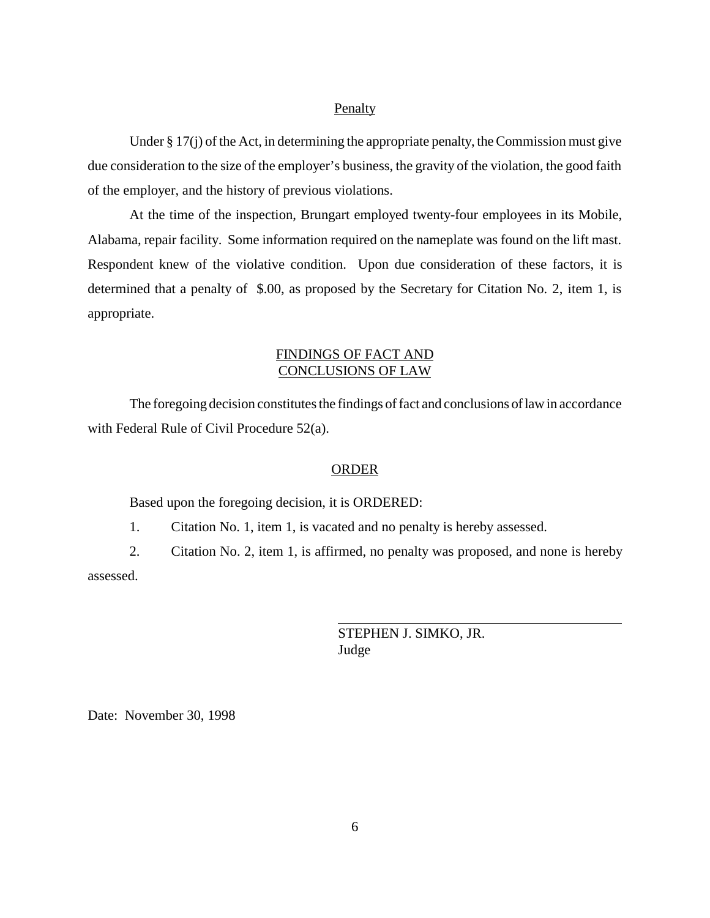## Penalty

Under § 17(j) of the Act, in determining the appropriate penalty, the Commission must give due consideration to the size of the employer's business, the gravity of the violation, the good faith of the employer, and the history of previous violations.

At the time of the inspection, Brungart employed twenty-four employees in its Mobile, Alabama, repair facility. Some information required on the nameplate was found on the lift mast. Respondent knew of the violative condition. Upon due consideration of these factors, it is determined that a penalty of $.00, as proposed by the Secretary for Citation No. 2, item 1, is appropriate.

## FINDINGS OF FACT AND CONCLUSIONS OF LAW

The foregoing decision constitutes the findings of fact and conclusions of law in accordance with Federal Rule of Civil Procedure 52(a).

## ORDER

Based upon the foregoing decision, it is ORDERED:

1. Citation No. 1, item 1, is vacated and no penalty is hereby assessed.

2. Citation No. 2, item 1, is affirmed, no penalty was proposed, and none is hereby assessed.

STEPHEN J. SIMKO, JR.
Judge

Date: November 30, 1998